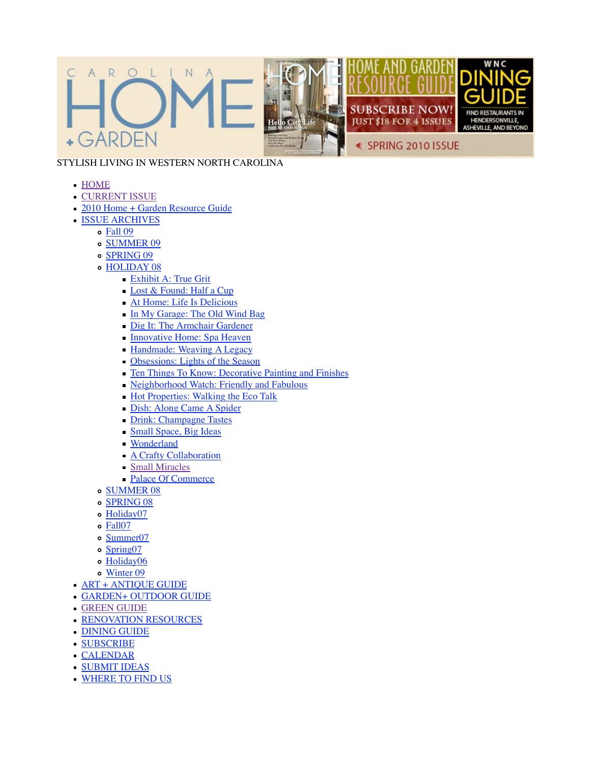STYLISH LIVING IN WESTERN NORTH CAROLINA

- HOME
- CURRENT ISSUE
- 2010 Home + Garden Resource Guide
- ISSUE ARCHIVES
  - Fall 09
  - SUMMER 09
  - SPRING 09
  - HOLIDAY 08
    - Exhibit A: True Grit
    - Lost & Found: Half a Cup
    - At Home: Life Is Delicious
    - In My Garage: The Old Wind Bag
    - Dig It: The Armchair Gardener
    - Innovative Home: Spa Heaven
    - Handmade: Weaving A Legacy
    - Obsessions: Lights of the Season
    - Ten Things To Know: Decorative Painting and Finishes
    - Neighborhood Watch: Friendly and Fabulous
    - Hot Properties: Walking the Eco Talk
    - Dish: Along Came A Spider
    - Drink: Champagne Tastes
    - Small Space, Big Ideas
    - Wonderland
    - A Crafty Collaboration
    - Small Miracles
    - Palace Of Commerce
  - SUMMER 08
  - SPRING 08
  - Holiday07
  - Fall07
  - Summer07
  - Spring07
  - Holiday06
  - Winter 09
- ART + ANTIQUE GUIDE
- GARDEN+ OUTDOOR GUIDE
- GREEN GUIDE
- RENOVATION RESOURCES
- DINING GUIDE
- SUBSCRIBE
- CALENDAR
- SUBMIT IDEAS
- WHERE TO FIND US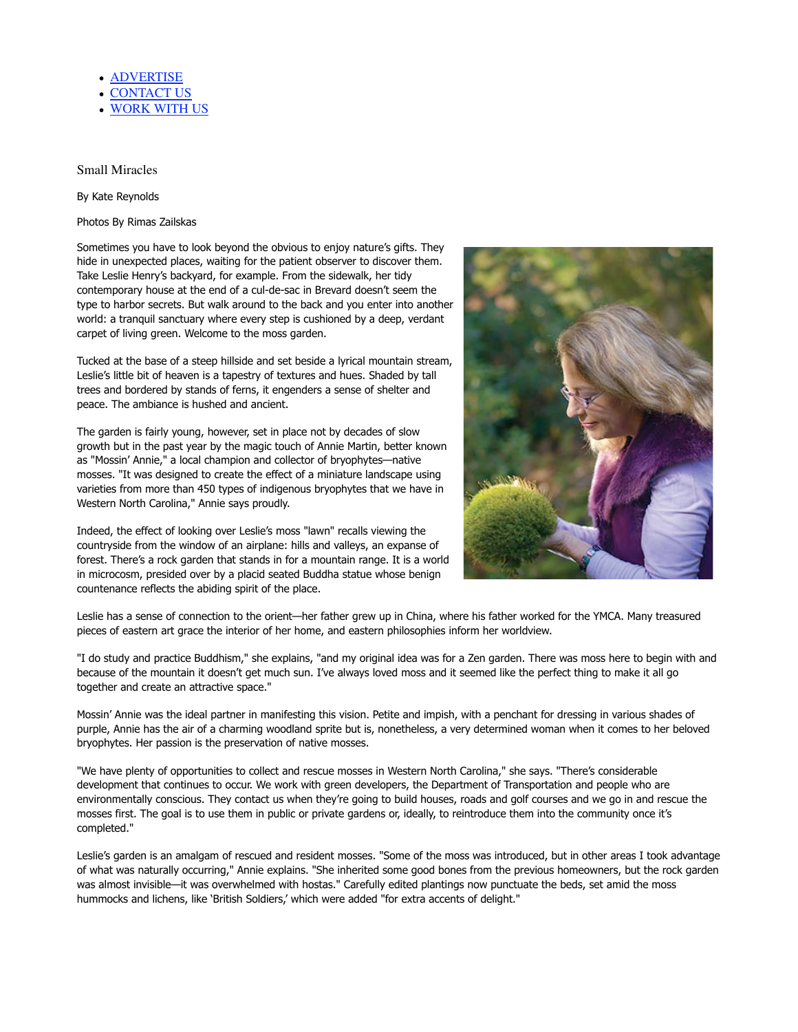- [ADVERTISE]
- [CONTACT US]
- [WORK WITH US]

Small Miracles

By Kate Reynolds

Photos By Rimas Zailskas

Sometimes you have to look beyond the obvious to enjoy nature's gifts. They hide in unexpected places, waiting for the patient observer to discover them. Take Leslie Henry's backyard, for example. From the sidewalk, her tidy contemporary house at the end of a cul-de-sac in Brevard doesn't seem the type to harbor secrets. But walk around to the back and you enter into another world: a tranquil sanctuary where every step is cushioned by a deep, verdant carpet of living green. Welcome to the moss garden.

Tucked at the base of a steep hillside and set beside a lyrical mountain stream, Leslie's little bit of heaven is a tapestry of textures and hues. Shaded by tall trees and bordered by stands of ferns, it engenders a sense of shelter and peace. The ambiance is hushed and ancient.

The garden is fairly young, however, set in place not by decades of slow growth but in the past year by the magic touch of Annie Martin, better known as "Mossin' Annie," a local champion and collector of bryophytes—native mosses. "It was designed to create the effect of a miniature landscape using varieties from more than 450 types of indigenous bryophytes that we have in Western North Carolina," Annie says proudly.

Indeed, the effect of looking over Leslie's moss "lawn" recalls viewing the countryside from the window of an airplane: hills and valleys, an expanse of forest. There's a rock garden that stands in for a mountain range. It is a world in microcosm, presided over by a placid seated Buddha statue whose benign countenance reflects the abiding spirit of the place.

Leslie has a sense of connection to the orient—her father grew up in China, where his father worked for the YMCA. Many treasured pieces of eastern art grace the interior of her home, and eastern philosophies inform her worldview.

"I do study and practice Buddhism," she explains, "and my original idea was for a Zen garden. There was moss here to begin with and because of the mountain it doesn't get much sun. I've always loved moss and it seemed like the perfect thing to make it all go together and create an attractive space."

Mossin' Annie was the ideal partner in manifesting this vision. Petite and impish, with a penchant for dressing in various shades of purple, Annie has the air of a charming woodland sprite but is, nonetheless, a very determined woman when it comes to her beloved bryophytes. Her passion is the preservation of native mosses.

"We have plenty of opportunities to collect and rescue mosses in Western North Carolina," she says. "There's considerable development that continues to occur. We work with green developers, the Department of Transportation and people who are environmentally conscious. They contact us when they're going to build houses, roads and golf courses and we go in and rescue the mosses first. The goal is to use them in public or private gardens or, ideally, to reintroduce them into the community once it's completed."

Leslie's garden is an amalgam of rescued and resident mosses. "Some of the moss was introduced, but in other areas I took advantage of what was naturally occurring," Annie explains. "She inherited some good bones from the previous homeowners, but the rock garden was almost invisible—it was overwhelmed with hostas." Carefully edited plantings now punctuate the beds, set amid the moss hummocks and lichens, like 'British Soldiers,' which were added "for extra accents of delight."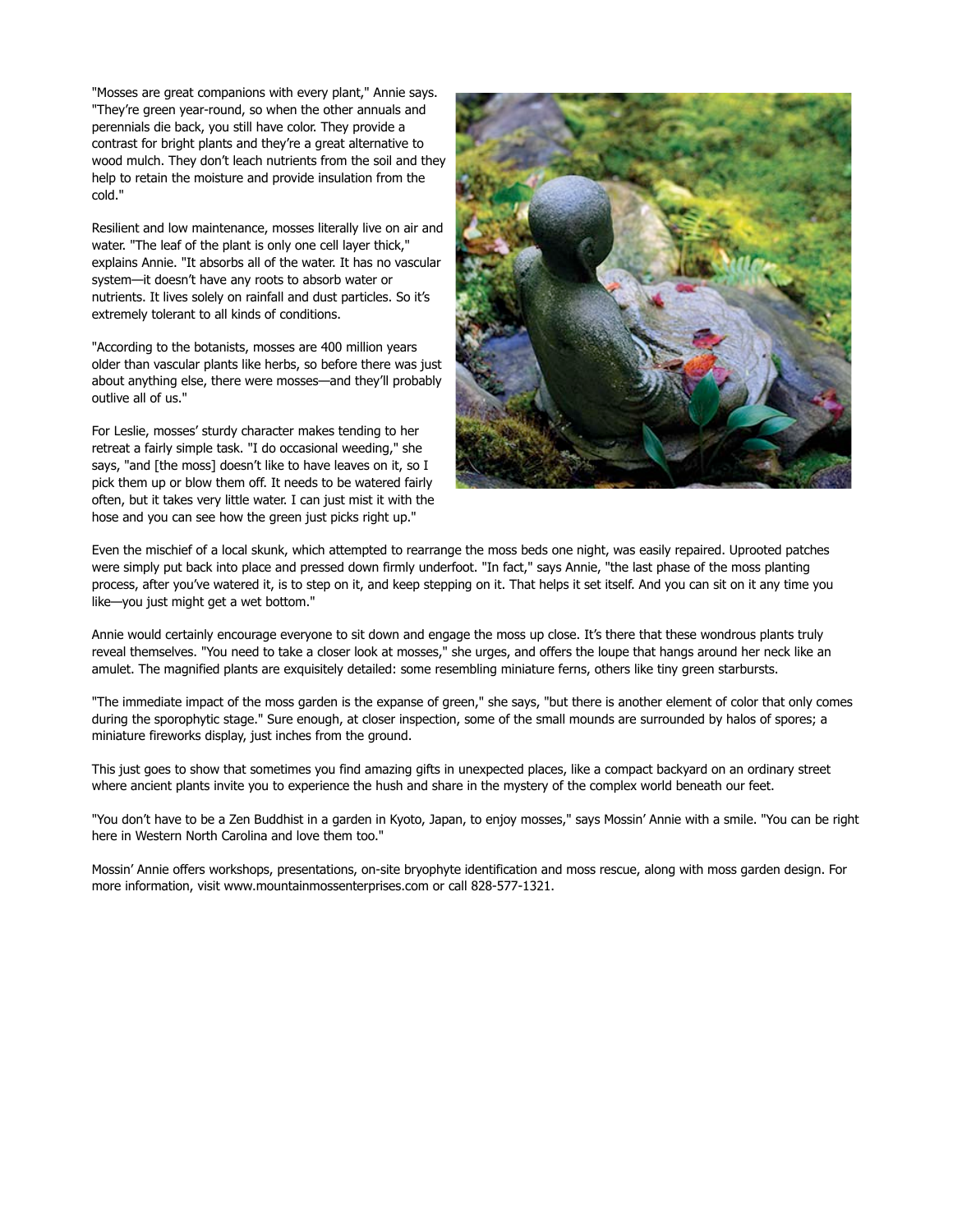"Mosses are great companions with every plant," Annie says. "They're green year-round, so when the other annuals and perennials die back, you still have color. They provide a contrast for bright plants and they're a great alternative to wood mulch. They don't leach nutrients from the soil and they help to retain the moisture and provide insulation from the cold."

Resilient and low maintenance, mosses literally live on air and water. "The leaf of the plant is only one cell layer thick," explains Annie. "It absorbs all of the water. It has no vascular system—it doesn't have any roots to absorb water or nutrients. It lives solely on rainfall and dust particles. So it's extremely tolerant to all kinds of conditions.

"According to the botanists, mosses are 400 million years older than vascular plants like herbs, so before there was just about anything else, there were mosses—and they'll probably outlive all of us."

For Leslie, mosses' sturdy character makes tending to her retreat a fairly simple task. "I do occasional weeding," she says, "and [the moss] doesn't like to have leaves on it, so I pick them up or blow them off. It needs to be watered fairly often, but it takes very little water. I can just mist it with the hose and you can see how the green just picks right up."

Even the mischief of a local skunk, which attempted to rearrange the moss beds one night, was easily repaired. Uprooted patches were simply put back into place and pressed down firmly underfoot. "In fact," says Annie, "the last phase of the moss planting process, after you've watered it, is to step on it, and keep stepping on it. That helps it set itself. And you can sit on it any time you like—you just might get a wet bottom."

Annie would certainly encourage everyone to sit down and engage the moss up close. It's there that these wondrous plants truly reveal themselves. "You need to take a closer look at mosses," she urges, and offers the loupe that hangs around her neck like an amulet. The magnified plants are exquisitely detailed: some resembling miniature ferns, others like tiny green starbursts.

"The immediate impact of the moss garden is the expanse of green," she says, "but there is another element of color that only comes during the sporophytic stage." Sure enough, at closer inspection, some of the small mounds are surrounded by halos of spores; a miniature fireworks display, just inches from the ground.

This just goes to show that sometimes you find amazing gifts in unexpected places, like a compact backyard on an ordinary street where ancient plants invite you to experience the hush and share in the mystery of the complex world beneath our feet.

"You don't have to be a Zen Buddhist in a garden in Kyoto, Japan, to enjoy mosses," says Mossin' Annie with a smile. "You can be right here in Western North Carolina and love them too."

Mossin' Annie offers workshops, presentations, on-site bryophyte identification and moss rescue, along with moss garden design. For more information, visit www.mountainmossenterprises.com or call 828-577-1321.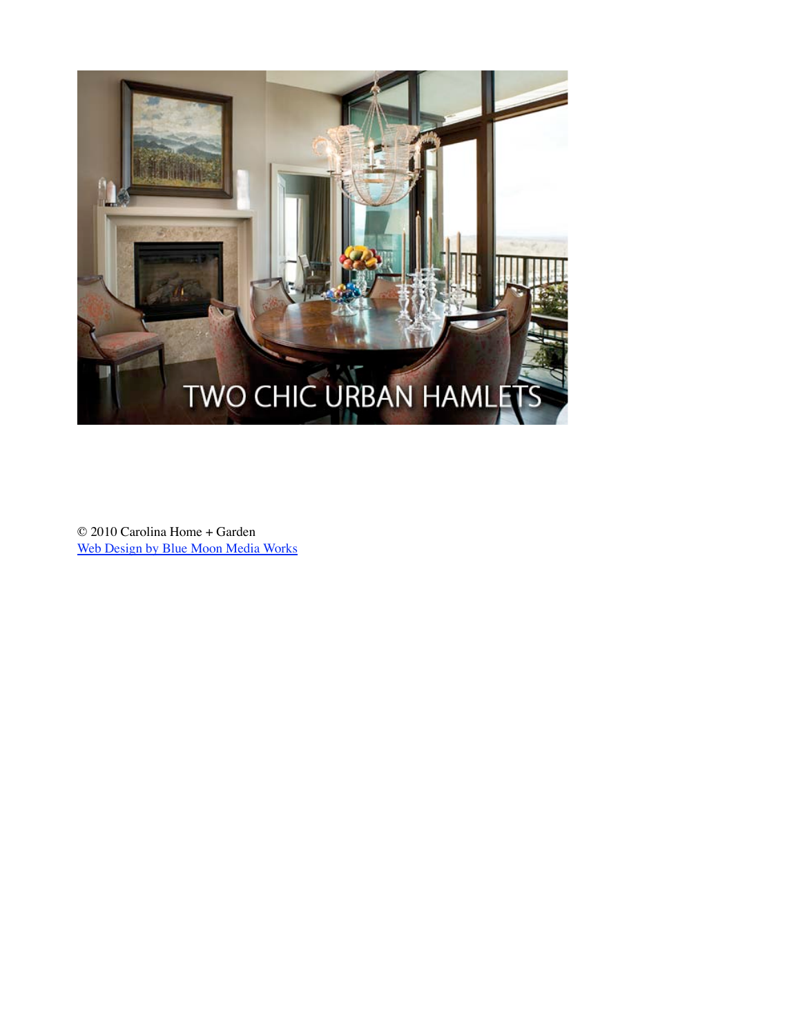© 2010 Carolina Home + Garden
Web Design by Blue Moon Media Works